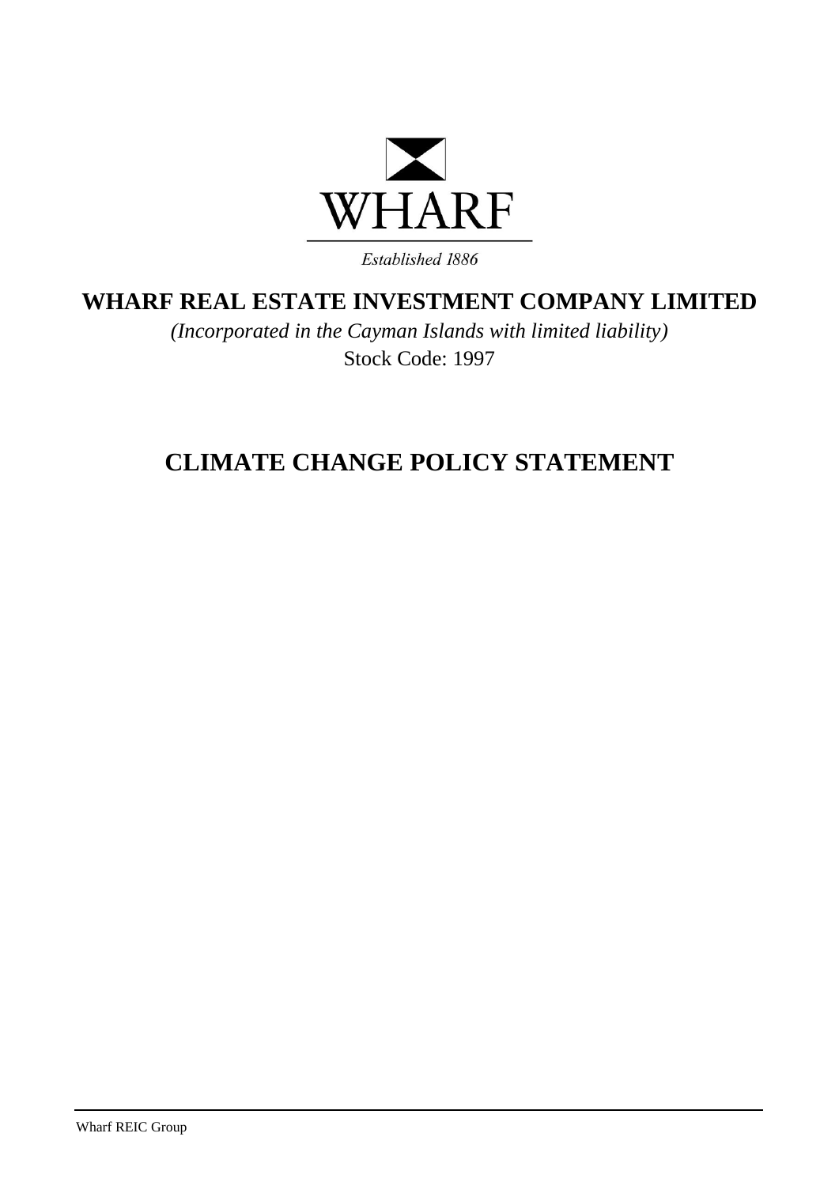WHARF

*Established 1886*

# WHARF REAL ESTATE INVESTMENT COMPANY LIMITED

*(Incorporated in the Cayman Islands with limited liability)*

Stock Code: 1997

# CLIMATE CHANGE POLICY STATEMENT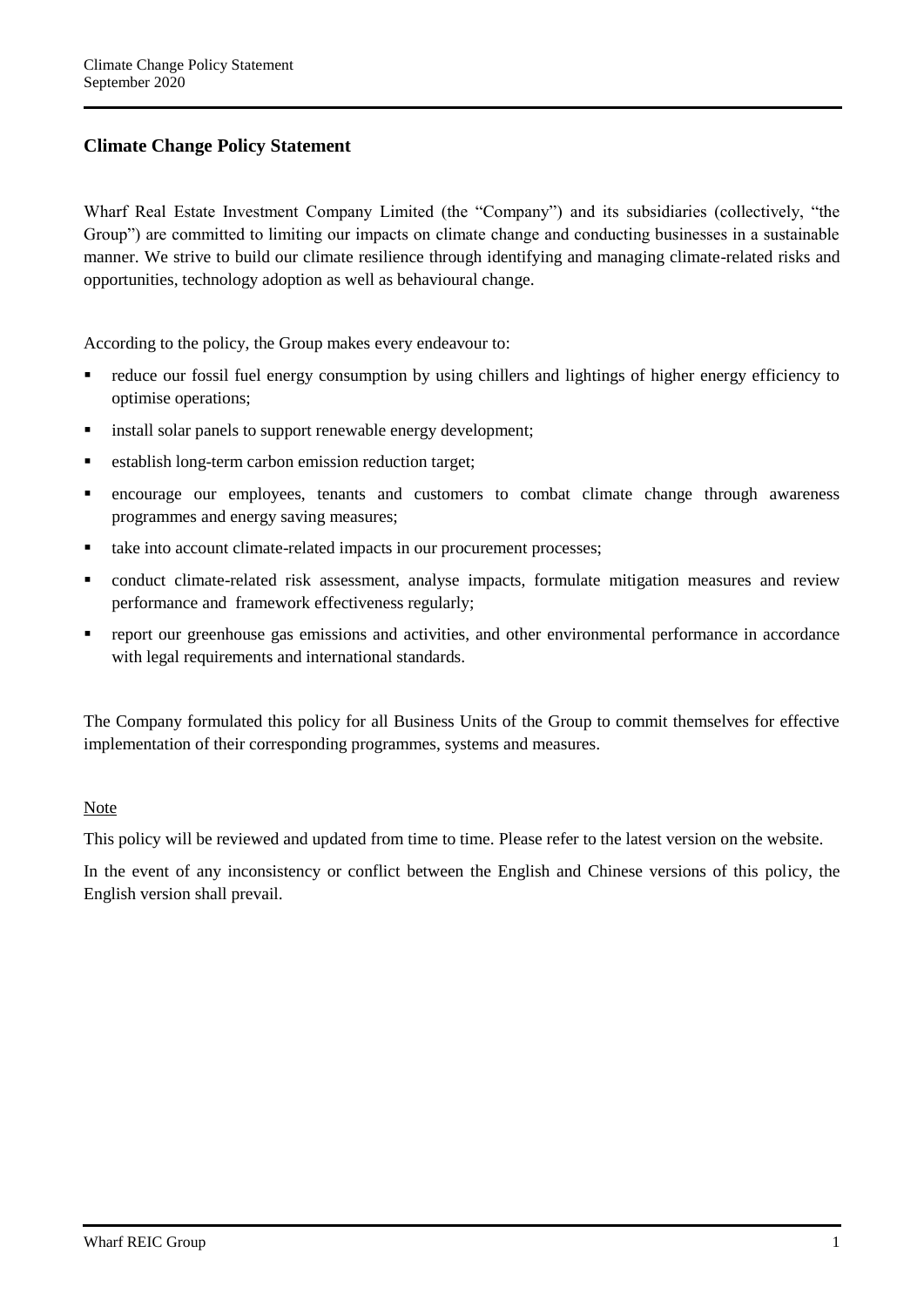## Climate Change Policy Statement

Wharf Real Estate Investment Company Limited (the "Company") and its subsidiaries (collectively, "the Group") are committed to limiting our impacts on climate change and conducting businesses in a sustainable manner. We strive to build our climate resilience through identifying and managing climate-related risks and opportunities, technology adoption as well as behavioural change.

According to the policy, the Group makes every endeavour to:

- reduce our fossil fuel energy consumption by using chillers and lightings of higher energy efficiency to optimise operations;
- install solar panels to support renewable energy development;
- establish long-term carbon emission reduction target;
- encourage our employees, tenants and customers to combat climate change through awareness programmes and energy saving measures;
- take into account climate-related impacts in our procurement processes;
- conduct climate-related risk assessment, analyse impacts, formulate mitigation measures and review performance and framework effectiveness regularly;
- report our greenhouse gas emissions and activities, and other environmental performance in accordance with legal requirements and international standards.

The Company formulated this policy for all Business Units of the Group to commit themselves for effective implementation of their corresponding programmes, systems and measures.

Note

This policy will be reviewed and updated from time to time. Please refer to the latest version on the website.

In the event of any inconsistency or conflict between the English and Chinese versions of this policy, the English version shall prevail.